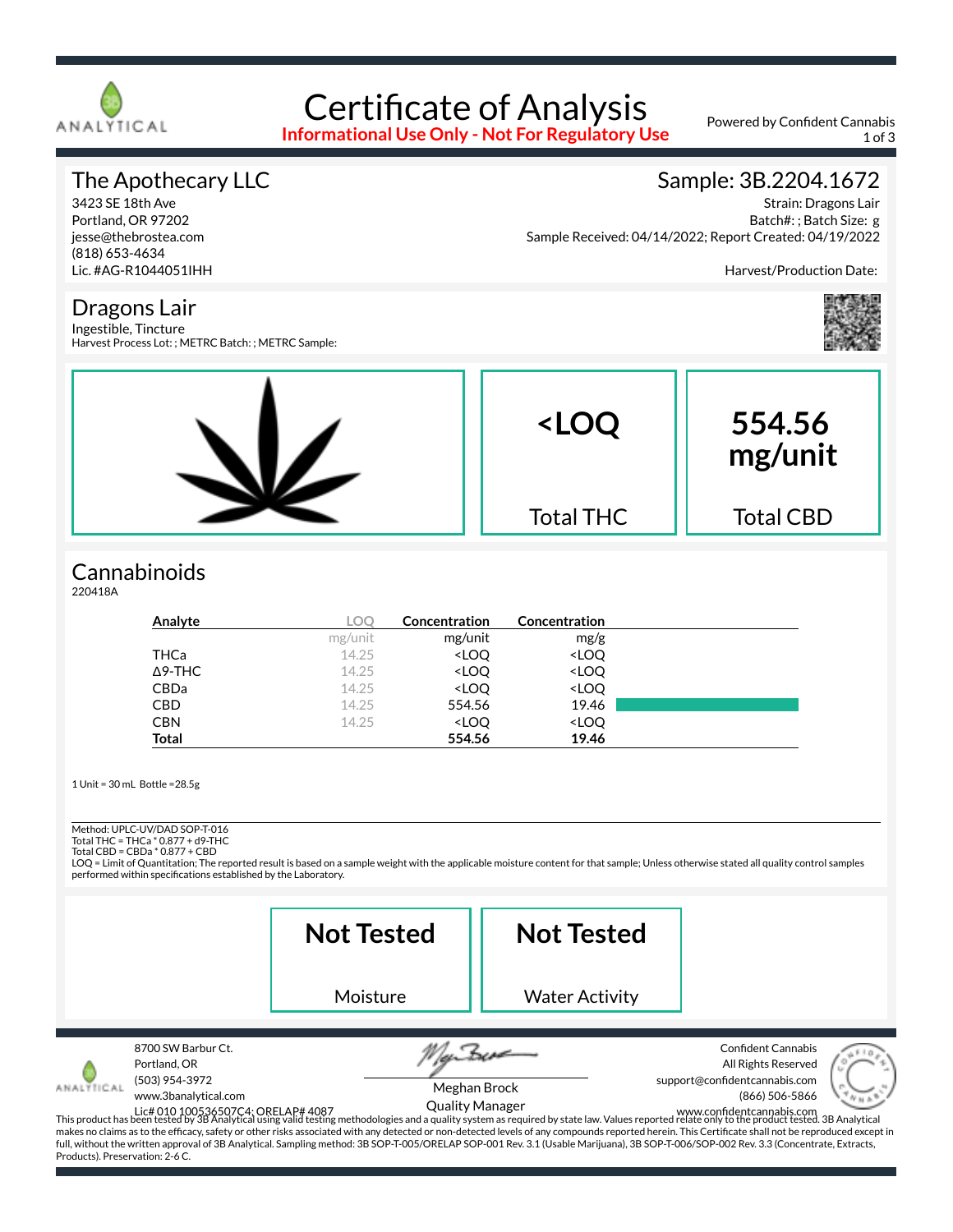# Certificate of Analysis

**Informational Use Only - Not For Regulatory Use**

Powered by Confident Cannabis

## The Apothecary LLC

3423 SE 18th Ave
Portland, OR 97202
jesse@thebrostea.com
(818) 653-4634
Lic. #AG-R1044051IHH

## Sample: 3B.2204.1672

Strain: Dragons Lair
Batch#: ; Batch Size: g
Sample Received: 04/14/2022; Report Created: 04/19/2022

Harvest/Production Date:

## Dragons Lair

Ingestible, Tincture
Harvest Process Lot: ; METRC Batch: ; METRC Sample:

| **<LOQ** | **554.56 mg/unit** |
|---|---|
| Total THC | Total CBD |

## Cannabinoids

220418A

| Analyte | LOQ | Concentration | Concentration |
|---|---|---|---|
| | mg/unit | mg/unit | mg/g |
| THCa | 14.25 | <LOQ | <LOQ |
| Δ9-THC | 14.25 | <LOQ | <LOQ |
| CBDa | 14.25 | <LOQ | <LOQ |
| CBD | 14.25 | 554.56 | 19.46 |
| CBN | 14.25 | <LOQ | <LOQ |
| **Total** | | **554.56** | **19.46** |

1 Unit = 30 mL Bottle =28.5g

Method: UPLC-UV/DAD SOP-T-016
Total THC = THCa * 0.877 + d9-THC
Total CBD = CBDa * 0.877 + CBD
LOQ = Limit of Quantitation; The reported result is based on a sample weight with the applicable moisture content for that sample; Unless otherwise stated all quality control samples performed within specifications established by the Laboratory.

| **Not Tested** | **Not Tested** |
|---|---|
| Moisture | Water Activity |

8700 SW Barbur Ct.
Portland, OR
(503) 954-3972
www.3banalytical.com
Lic# 010 100536507C4; ORELAP# 4087

Meghan Brock
Quality Manager

Confident Cannabis
All Rights Reserved
support@confidentcannabis.com
(866) 506-5866
www.confidentcannabis.com

This product has been tested by 3B Analytical using valid testing methodologies and a quality system as required by state law. Values reported relate only to the product tested. 3B Analytical makes no claims as to the efficacy, safety or other risks associated with any detected or non-detected levels of any compounds reported herein. This Certificate shall not be reproduced except in full, without the written approval of 3B Analytical. Sampling method: 3B SOP-T-005/ORELAP SOP-001 Rev. 3.1 (Usable Marijuana), 3B SOP-T-006/SOP-002 Rev. 3.3 (Concentrate, Extracts, Products). Preservation: 2-6 C.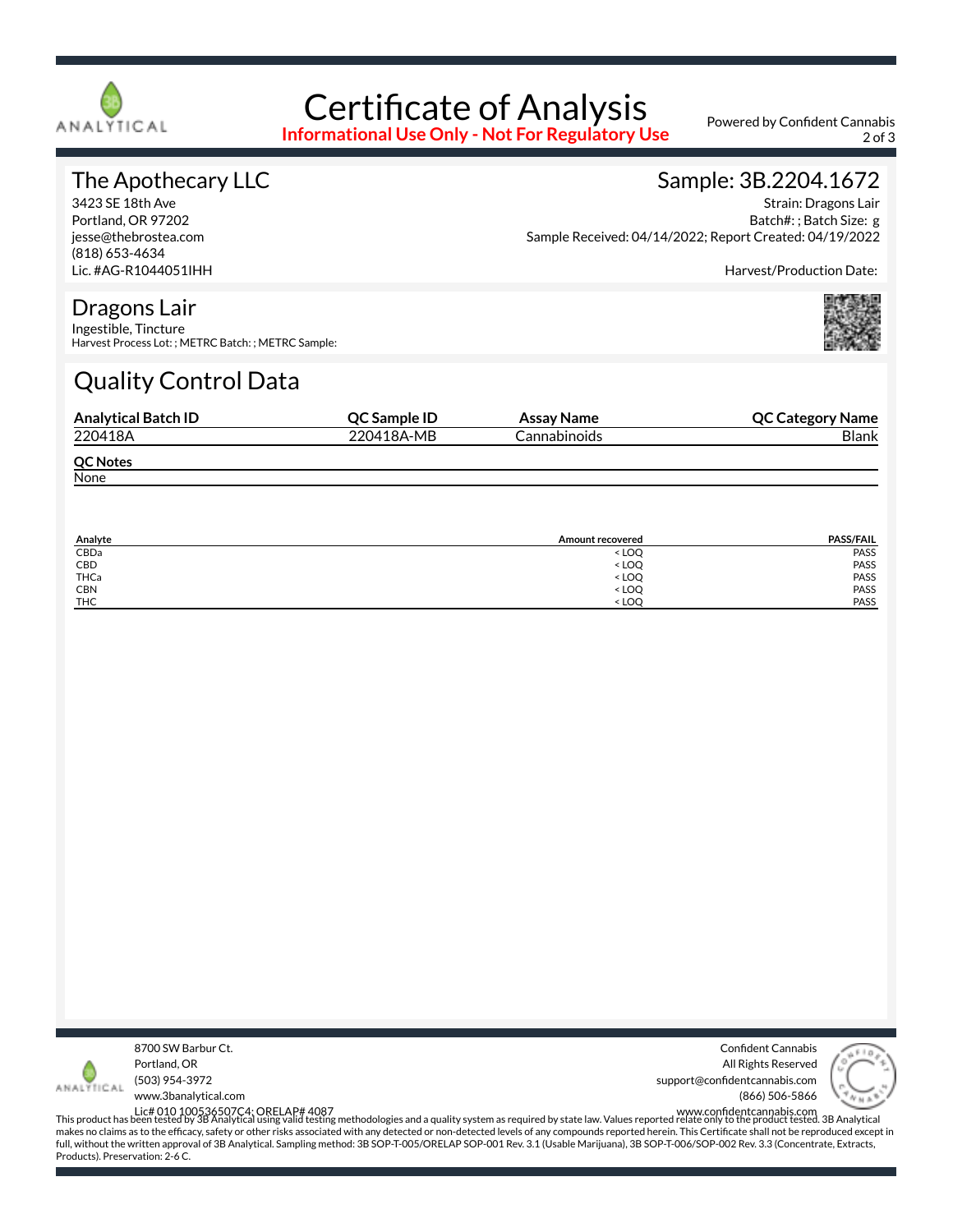# Certificate of Analysis

**Informational Use Only - Not For Regulatory Use**

Powered by Confident Cannabis

## The Apothecary LLC

3423 SE 18th Ave
Portland, OR 97202
jesse@thebrostea.com
(818) 653-4634
Lic. #AG-R1044051IHH

## Sample: 3B.2204.1672

Strain: Dragons Lair
Batch#: ; Batch Size: g
Sample Received: 04/14/2022; Report Created: 04/19/2022

Harvest/Production Date:

## Dragons Lair

Ingestible, Tincture
Harvest Process Lot: ; METRC Batch: ; METRC Sample:

# Quality Control Data

| Analytical Batch ID | QC Sample ID | Assay Name | QC Category Name |
|---|---|---|---|
| 220418A | 220418A-MB | Cannabinoids | Blank |

**QC Notes**

None

| Analyte | Amount recovered | PASS/FAIL |
|---|---|---|
| CBDa | < LOQ | PASS |
| CBD | < LOQ | PASS |
| THCa | < LOQ | PASS |
| CBN | < LOQ | PASS |
| THC | < LOQ | PASS |

8700 SW Barbur Ct.
Portland, OR
(503) 954-3972
www.3banalytical.com
Lic# 010 100536507C4; ORELAP# 4087

Confident Cannabis
All Rights Reserved
support@confidentcannabis.com
(866) 506-5866
www.confidentcannabis.com

This product has been tested by 3B Analytical using valid testing methodologies and a quality system as required by state law. Values reported relate only to the product tested. 3B Analytical makes no claims as to the efficacy, safety or other risks associated with any detected or non-detected levels of any compounds reported herein. This Certificate shall not be reproduced except in full, without the written approval of 3B Analytical. Sampling method: 3B SOP-T-005/ORELAP SOP-001 Rev. 3.1 (Usable Marijuana), 3B SOP-T-006/SOP-002 Rev. 3.3 (Concentrate, Extracts, Products). Preservation: 2-6 C.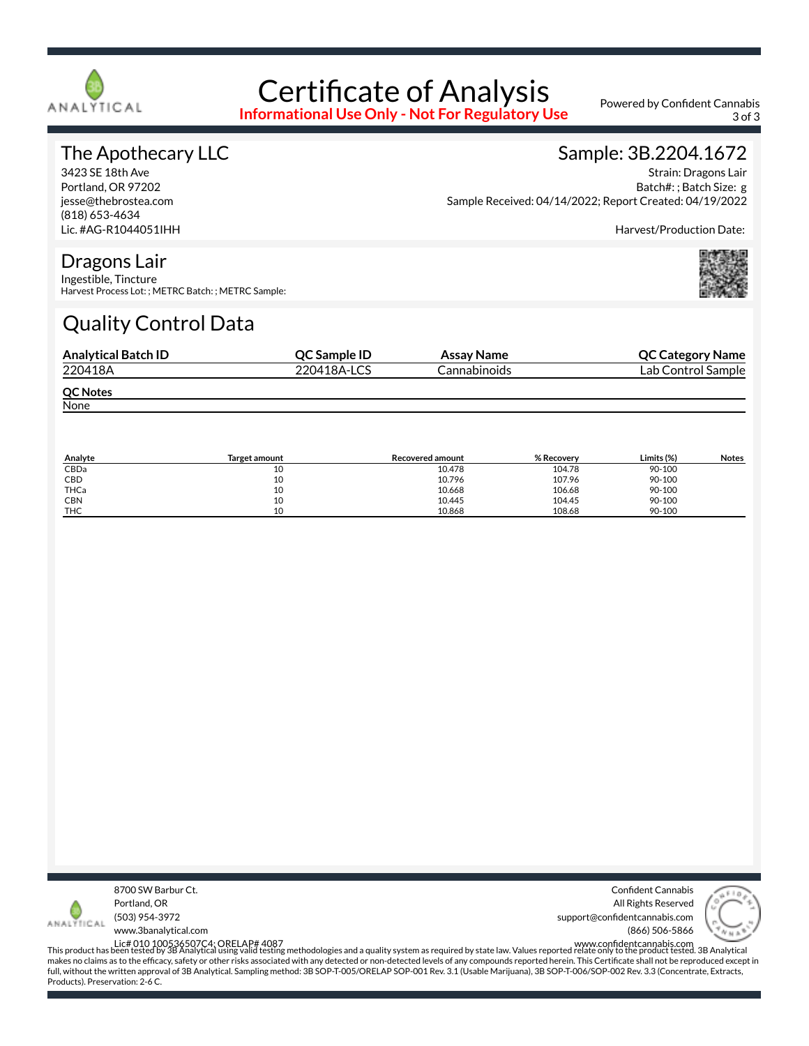# Certificate of Analysis

**Informational Use Only - Not For Regulatory Use**

Powered by Confident Cannabis

## The Apothecary LLC

3423 SE 18th Ave
Portland, OR 97202
jesse@thebrostea.com
(818) 653-4634
Lic. #AG-R1044051IHH

## Sample: 3B.2204.1672

Strain: Dragons Lair
Batch#: ; Batch Size: g
Sample Received: 04/14/2022; Report Created: 04/19/2022

Harvest/Production Date:

## Dragons Lair

Ingestible, Tincture
Harvest Process Lot: ; METRC Batch: ; METRC Sample:

## Quality Control Data

| Analytical Batch ID | QC Sample ID | Assay Name | QC Category Name |
|---|---|---|---|
| 220418A | 220418A-LCS | Cannabinoids | Lab Control Sample |

**QC Notes**

None

| Analyte | Target amount | Recovered amount | % Recovery | Limits (%) | Notes |
|---|---|---|---|---|---|
| CBDa | 10 | 10.478 | 104.78 | 90-100 | |
| CBD | 10 | 10.796 | 107.96 | 90-100 | |
| THCa | 10 | 10.668 | 106.68 | 90-100 | |
| CBN | 10 | 10.445 | 104.45 | 90-100 | |
| THC | 10 | 10.868 | 108.68 | 90-100 | |

8700 SW Barbur Ct.
Portland, OR
(503) 954-3972
www.3banalytical.com
Lic# 010 100536507C4; ORELAP# 4087

Confident Cannabis
All Rights Reserved
support@confidentcannabis.com
(866) 506-5866
www.confidentcannabis.com

This product has been tested by 3B Analytical using valid testing methodologies and a quality system as required by state law. Values reported relate only to the product tested. 3B Analytical makes no claims as to the efficacy, safety or other risks associated with any detected or non-detected levels of any compounds reported herein. This Certificate shall not be reproduced except in full, without the written approval of 3B Analytical. Sampling method: 3B SOP-T-005/ORELAP SOP-001 Rev. 3.1 (Usable Marijuana), 3B SOP-T-006/SOP-002 Rev. 3.3 (Concentrate, Extracts, Products). Preservation: 2-6 C.